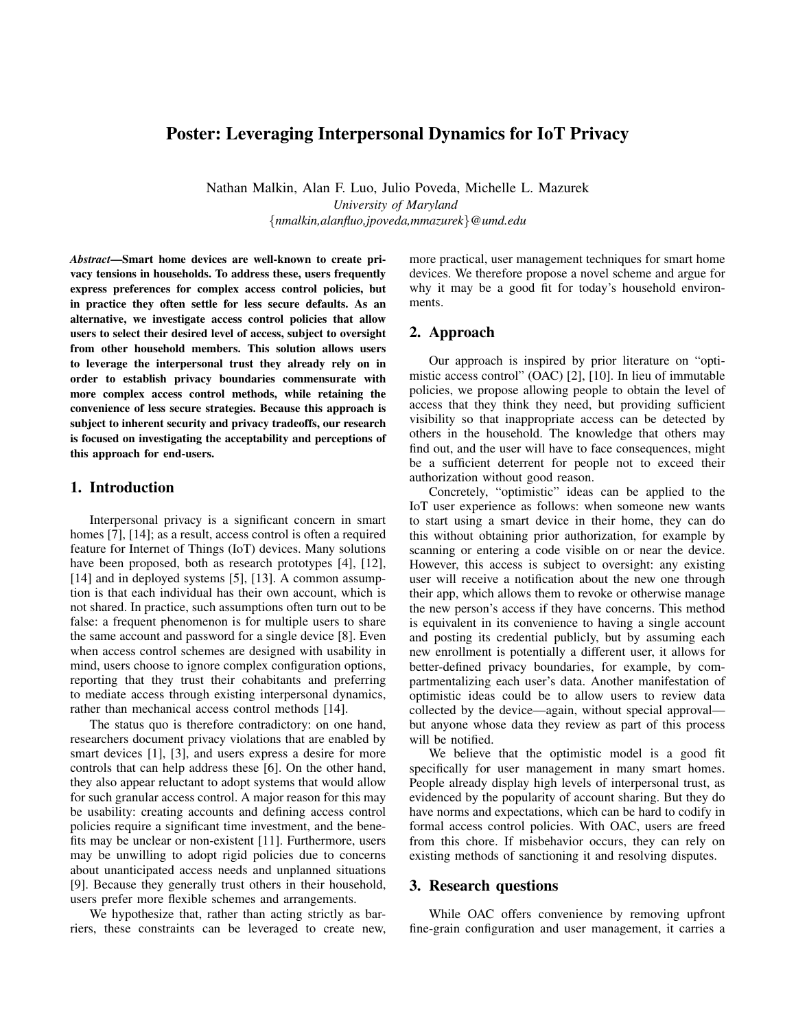# Poster: Leveraging Interpersonal Dynamics for IoT Privacy

Nathan Malkin, Alan F. Luo, Julio Poveda, Michelle L. Mazurek
*University of Maryland*
{*nmalkin,alanfluo,jpoveda,mmazurek*}*@umd.edu*

***Abstract*—Smart home devices are well-known to create privacy tensions in households. To address these, users frequently express preferences for complex access control policies, but in practice they often settle for less secure defaults. As an alternative, we investigate access control policies that allow users to select their desired level of access, subject to oversight from other household members. This solution allows users to leverage the interpersonal trust they already rely on in order to establish privacy boundaries commensurate with more complex access control methods, while retaining the convenience of less secure strategies. Because this approach is subject to inherent security and privacy tradeoffs, our research is focused on investigating the acceptability and perceptions of this approach for end-users.**

## 1. Introduction

Interpersonal privacy is a significant concern in smart homes [7], [14]; as a result, access control is often a required feature for Internet of Things (IoT) devices. Many solutions have been proposed, both as research prototypes [4], [12], [14] and in deployed systems [5], [13]. A common assumption is that each individual has their own account, which is not shared. In practice, such assumptions often turn out to be false: a frequent phenomenon is for multiple users to share the same account and password for a single device [8]. Even when access control schemes are designed with usability in mind, users choose to ignore complex configuration options, reporting that they trust their cohabitants and preferring to mediate access through existing interpersonal dynamics, rather than mechanical access control methods [14].

The status quo is therefore contradictory: on one hand, researchers document privacy violations that are enabled by smart devices [1], [3], and users express a desire for more controls that can help address these [6]. On the other hand, they also appear reluctant to adopt systems that would allow for such granular access control. A major reason for this may be usability: creating accounts and defining access control policies require a significant time investment, and the benefits may be unclear or non-existent [11]. Furthermore, users may be unwilling to adopt rigid policies due to concerns about unanticipated access needs and unplanned situations [9]. Because they generally trust others in their household, users prefer more flexible schemes and arrangements.

We hypothesize that, rather than acting strictly as barriers, these constraints can be leveraged to create new, more practical, user management techniques for smart home devices. We therefore propose a novel scheme and argue for why it may be a good fit for today's household environments.

## 2. Approach

Our approach is inspired by prior literature on "optimistic access control" (OAC) [2], [10]. In lieu of immutable policies, we propose allowing people to obtain the level of access that they think they need, but providing sufficient visibility so that inappropriate access can be detected by others in the household. The knowledge that others may find out, and the user will have to face consequences, might be a sufficient deterrent for people not to exceed their authorization without good reason.

Concretely, "optimistic" ideas can be applied to the IoT user experience as follows: when someone new wants to start using a smart device in their home, they can do this without obtaining prior authorization, for example by scanning or entering a code visible on or near the device. However, this access is subject to oversight: any existing user will receive a notification about the new one through their app, which allows them to revoke or otherwise manage the new person's access if they have concerns. This method is equivalent in its convenience to having a single account and posting its credential publicly, but by assuming each new enrollment is potentially a different user, it allows for better-defined privacy boundaries, for example, by compartmentalizing each user's data. Another manifestation of optimistic ideas could be to allow users to review data collected by the device—again, without special approval—but anyone whose data they review as part of this process will be notified.

We believe that the optimistic model is a good fit specifically for user management in many smart homes. People already display high levels of interpersonal trust, as evidenced by the popularity of account sharing. But they do have norms and expectations, which can be hard to codify in formal access control policies. With OAC, users are freed from this chore. If misbehavior occurs, they can rely on existing methods of sanctioning it and resolving disputes.

## 3. Research questions

While OAC offers convenience by removing upfront fine-grain configuration and user management, it carries a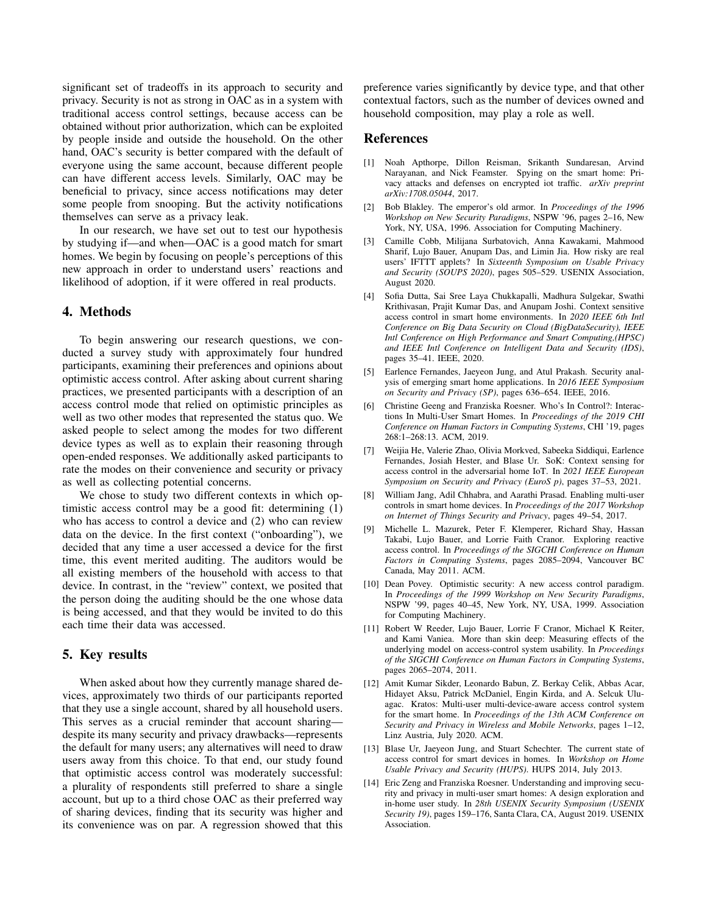significant set of tradeoffs in its approach to security and privacy. Security is not as strong in OAC as in a system with traditional access control settings, because access can be obtained without prior authorization, which can be exploited by people inside and outside the household. On the other hand, OAC's security is better compared with the default of everyone using the same account, because different people can have different access levels. Similarly, OAC may be beneficial to privacy, since access notifications may deter some people from snooping. But the activity notifications themselves can serve as a privacy leak.

In our research, we have set out to test our hypothesis by studying if—and when—OAC is a good match for smart homes. We begin by focusing on people's perceptions of this new approach in order to understand users' reactions and likelihood of adoption, if it were offered in real products.

## 4. Methods

To begin answering our research questions, we conducted a survey study with approximately four hundred participants, examining their preferences and opinions about optimistic access control. After asking about current sharing practices, we presented participants with a description of an access control mode that relied on optimistic principles as well as two other modes that represented the status quo. We asked people to select among the modes for two different device types as well as to explain their reasoning through open-ended responses. We additionally asked participants to rate the modes on their convenience and security or privacy as well as collecting potential concerns.

We chose to study two different contexts in which optimistic access control may be a good fit: determining (1) who has access to control a device and (2) who can review data on the device. In the first context ("onboarding"), we decided that any time a user accessed a device for the first time, this event merited auditing. The auditors would be all existing members of the household with access to that device. In contrast, in the "review" context, we posited that the person doing the auditing should be the one whose data is being accessed, and that they would be invited to do this each time their data was accessed.

## 5. Key results

When asked about how they currently manage shared devices, approximately two thirds of our participants reported that they use a single account, shared by all household users. This serves as a crucial reminder that account sharing—despite its many security and privacy drawbacks—represents the default for many users; any alternatives will need to draw users away from this choice. To that end, our study found that optimistic access control was moderately successful: a plurality of respondents still preferred to share a single account, but up to a third chose OAC as their preferred way of sharing devices, finding that its security was higher and its convenience was on par. A regression showed that this preference varies significantly by device type, and that other contextual factors, such as the number of devices owned and household composition, may play a role as well.

## References

[1] Noah Apthorpe, Dillon Reisman, Srikanth Sundaresan, Arvind Narayanan, and Nick Feamster. Spying on the smart home: Privacy attacks and defenses on encrypted iot traffic. *arXiv preprint arXiv:1708.05044*, 2017.

[2] Bob Blakley. The emperor's old armor. In *Proceedings of the 1996 Workshop on New Security Paradigms*, NSPW '96, pages 2–16, New York, NY, USA, 1996. Association for Computing Machinery.

[3] Camille Cobb, Milijana Surbatovich, Anna Kawakami, Mahmood Sharif, Lujo Bauer, Anupam Das, and Limin Jia. How risky are real users' IFTTT applets? In *Sixteenth Symposium on Usable Privacy and Security (SOUPS 2020)*, pages 505–529. USENIX Association, August 2020.

[4] Sofia Dutta, Sai Sree Laya Chukkapalli, Madhura Sulgekar, Swathi Krithivasan, Prajit Kumar Das, and Anupam Joshi. Context sensitive access control in smart home environments. In *2020 IEEE 6th Intl Conference on Big Data Security on Cloud (BigDataSecurity), IEEE Intl Conference on High Performance and Smart Computing,(HPSC) and IEEE Intl Conference on Intelligent Data and Security (IDS)*, pages 35–41. IEEE, 2020.

[5] Earlence Fernandes, Jaeyeon Jung, and Atul Prakash. Security analysis of emerging smart home applications. In *2016 IEEE Symposium on Security and Privacy (SP)*, pages 636–654. IEEE, 2016.

[6] Christine Geeng and Franziska Roesner. Who's In Control?: Interactions In Multi-User Smart Homes. In *Proceedings of the 2019 CHI Conference on Human Factors in Computing Systems*, CHI '19, pages 268:1–268:13. ACM, 2019.

[7] Weijia He, Valerie Zhao, Olivia Morkved, Sabeeka Siddiqui, Earlence Fernandes, Josiah Hester, and Blase Ur. SoK: Context sensing for access control in the adversarial home IoT. In *2021 IEEE European Symposium on Security and Privacy (EuroS p)*, pages 37–53, 2021.

[8] William Jang, Adil Chhabra, and Aarathi Prasad. Enabling multi-user controls in smart home devices. In *Proceedings of the 2017 Workshop on Internet of Things Security and Privacy*, pages 49–54, 2017.

[9] Michelle L. Mazurek, Peter F. Klemperer, Richard Shay, Hassan Takabi, Lujo Bauer, and Lorrie Faith Cranor. Exploring reactive access control. In *Proceedings of the SIGCHI Conference on Human Factors in Computing Systems*, pages 2085–2094, Vancouver BC Canada, May 2011. ACM.

[10] Dean Povey. Optimistic security: A new access control paradigm. In *Proceedings of the 1999 Workshop on New Security Paradigms*, NSPW '99, pages 40–45, New York, NY, USA, 1999. Association for Computing Machinery.

[11] Robert W Reeder, Lujo Bauer, Lorrie F Cranor, Michael K Reiter, and Kami Vaniea. More than skin deep: Measuring effects of the underlying model on access-control system usability. In *Proceedings of the SIGCHI Conference on Human Factors in Computing Systems*, pages 2065–2074, 2011.

[12] Amit Kumar Sikder, Leonardo Babun, Z. Berkay Celik, Abbas Acar, Hidayet Aksu, Patrick McDaniel, Engin Kirda, and A. Selcuk Uluagac. Kratos: Multi-user multi-device-aware access control system for the smart home. In *Proceedings of the 13th ACM Conference on Security and Privacy in Wireless and Mobile Networks*, pages 1–12, Linz Austria, July 2020. ACM.

[13] Blase Ur, Jaeyeon Jung, and Stuart Schechter. The current state of access control for smart devices in homes. In *Workshop on Home Usable Privacy and Security (HUPS)*. HUPS 2014, July 2013.

[14] Eric Zeng and Franziska Roesner. Understanding and improving security and privacy in multi-user smart homes: A design exploration and in-home user study. In *28th USENIX Security Symposium (USENIX Security 19)*, pages 159–176, Santa Clara, CA, August 2019. USENIX Association.